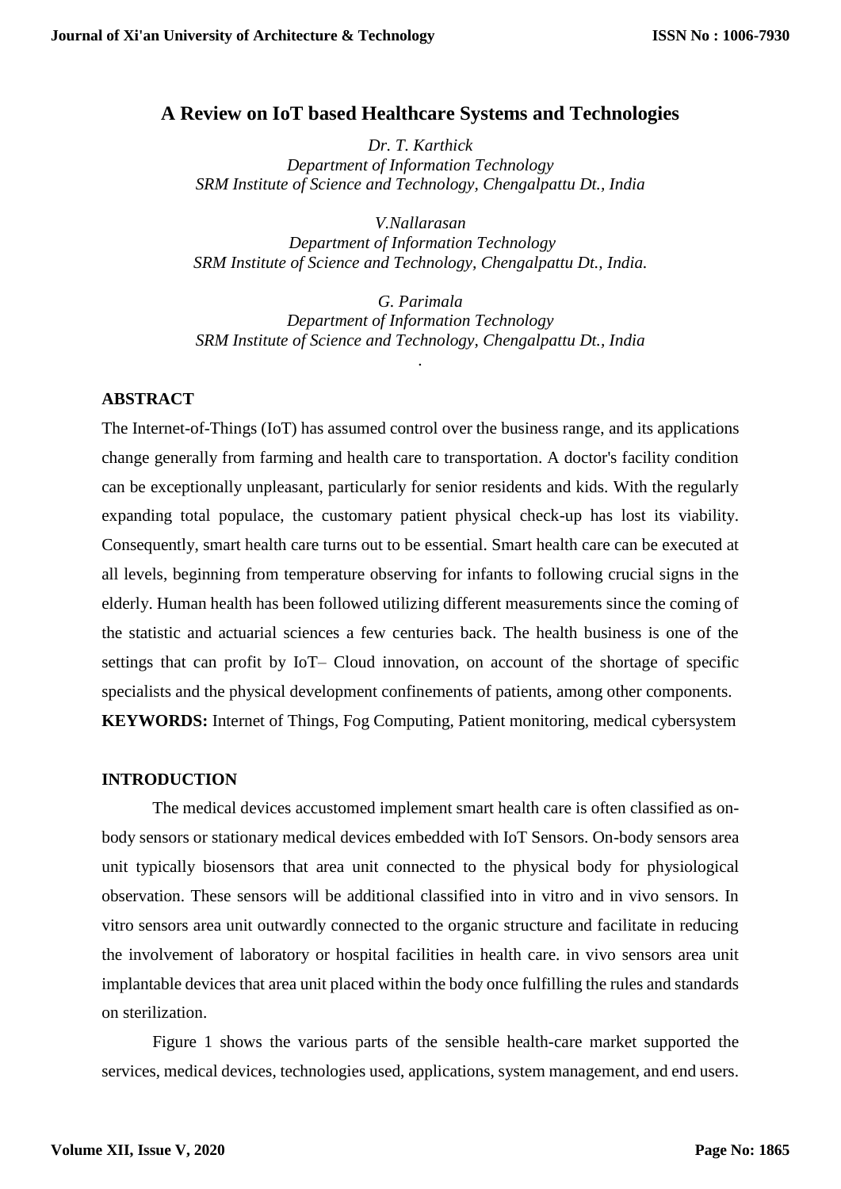# A Review on IoT based Healthcare Systems and Technologies

*Dr. T. Karthick*
*Department of Information Technology*
*SRM Institute of Science and Technology, Chengalpattu Dt., India*

*V.Nallarasan*
*Department of Information Technology*
*SRM Institute of Science and Technology, Chengalpattu Dt., India.*

*G. Parimala*
*Department of Information Technology*
*SRM Institute of Science and Technology, Chengalpattu Dt., India*

## ABSTRACT

The Internet-of-Things (IoT) has assumed control over the business range, and its applications change generally from farming and health care to transportation. A doctor's facility condition can be exceptionally unpleasant, particularly for senior residents and kids. With the regularly expanding total populace, the customary patient physical check-up has lost its viability. Consequently, smart health care turns out to be essential. Smart health care can be executed at all levels, beginning from temperature observing for infants to following crucial signs in the elderly. Human health has been followed utilizing different measurements since the coming of the statistic and actuarial sciences a few centuries back. The health business is one of the settings that can profit by IoT– Cloud innovation, on account of the shortage of specific specialists and the physical development confinements of patients, among other components.

**KEYWORDS:** Internet of Things, Fog Computing, Patient monitoring, medical cybersystem

## INTRODUCTION

The medical devices accustomed implement smart health care is often classified as on-body sensors or stationary medical devices embedded with IoT Sensors. On-body sensors area unit typically biosensors that area unit connected to the physical body for physiological observation. These sensors will be additional classified into in vitro and in vivo sensors. In vitro sensors area unit outwardly connected to the organic structure and facilitate in reducing the involvement of laboratory or hospital facilities in health care. in vivo sensors area unit implantable devices that area unit placed within the body once fulfilling the rules and standards on sterilization.

Figure 1 shows the various parts of the sensible health-care market supported the services, medical devices, technologies used, applications, system management, and end users.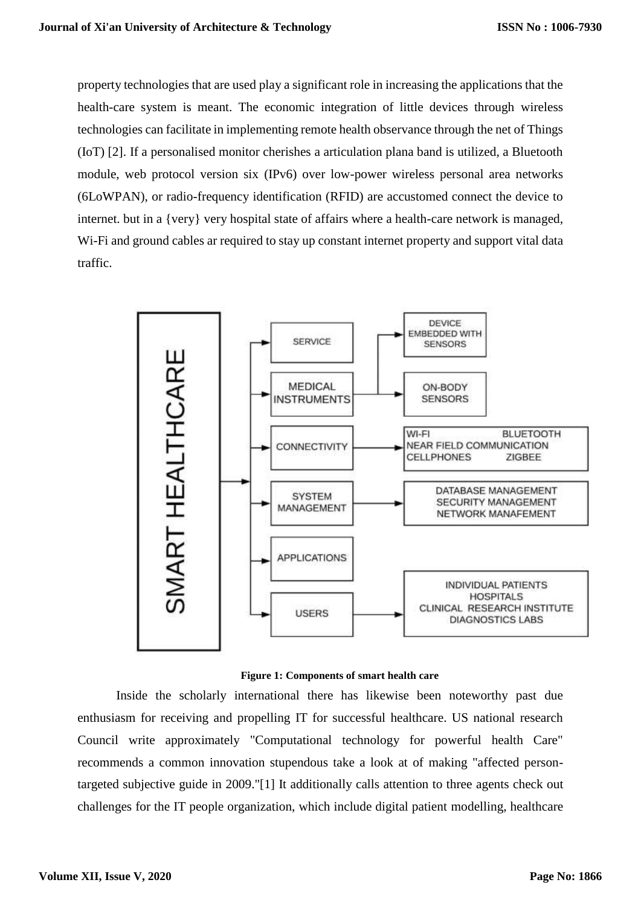property technologies that are used play a significant role in increasing the applications that the health-care system is meant. The economic integration of little devices through wireless technologies can facilitate in implementing remote health observance through the net of Things (IoT) [2]. If a personalised monitor cherishes a articulation plana band is utilized, a Bluetooth module, web protocol version six (IPv6) over low-power wireless personal area networks (6LoWPAN), or radio-frequency identification (RFID) are accustomed connect the device to internet. but in a {very} very hospital state of affairs where a health-care network is managed, Wi-Fi and ground cables ar required to stay up constant internet property and support vital data traffic.

**Figure 1: Components of smart health care**

Inside the scholarly international there has likewise been noteworthy past due enthusiasm for receiving and propelling IT for successful healthcare. US national research Council write approximately "Computational technology for powerful health Care" recommends a common innovation stupendous take a look at of making "affected person-targeted subjective guide in 2009."[1] It additionally calls attention to three agents check out challenges for the IT people organization, which include digital patient modelling, healthcare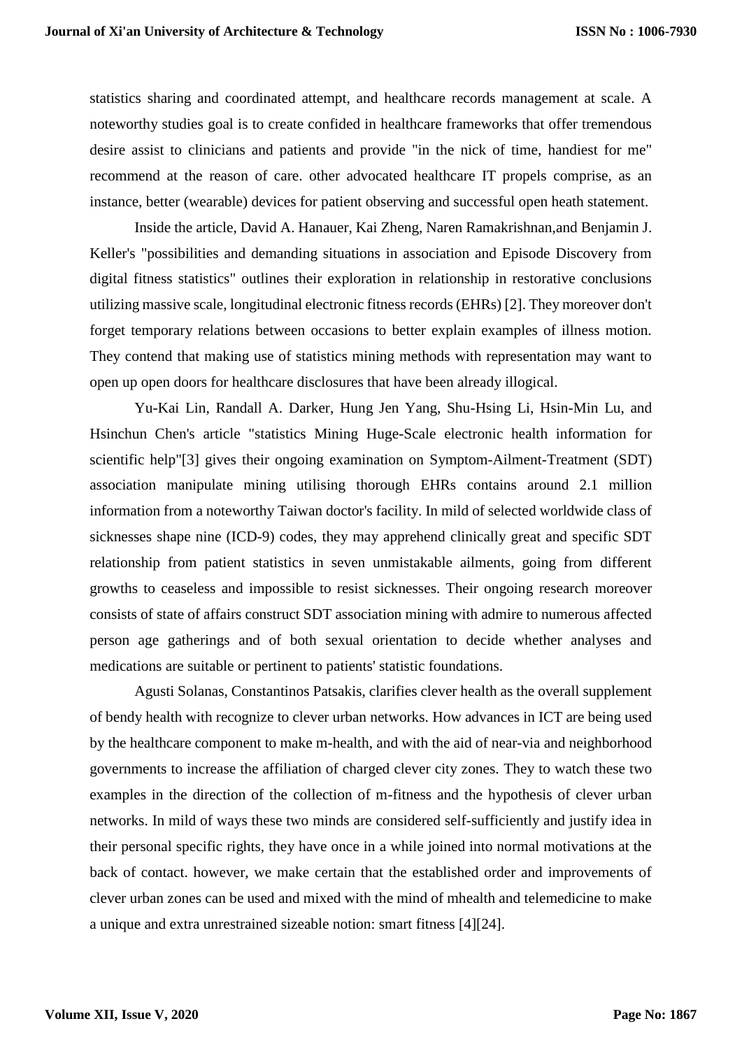statistics sharing and coordinated attempt, and healthcare records management at scale. A noteworthy studies goal is to create confided in healthcare frameworks that offer tremendous desire assist to clinicians and patients and provide "in the nick of time, handiest for me" recommend at the reason of care. other advocated healthcare IT propels comprise, as an instance, better (wearable) devices for patient observing and successful open heath statement.

Inside the article, David A. Hanauer, Kai Zheng, Naren Ramakrishnan,and Benjamin J. Keller's "possibilities and demanding situations in association and Episode Discovery from digital fitness statistics" outlines their exploration in relationship in restorative conclusions utilizing massive scale, longitudinal electronic fitness records (EHRs) [2]. They moreover don't forget temporary relations between occasions to better explain examples of illness motion. They contend that making use of statistics mining methods with representation may want to open up open doors for healthcare disclosures that have been already illogical.

Yu-Kai Lin, Randall A. Darker, Hung Jen Yang, Shu-Hsing Li, Hsin-Min Lu, and Hsinchun Chen's article "statistics Mining Huge-Scale electronic health information for scientific help"[3] gives their ongoing examination on Symptom-Ailment-Treatment (SDT) association manipulate mining utilising thorough EHRs contains around 2.1 million information from a noteworthy Taiwan doctor's facility. In mild of selected worldwide class of sicknesses shape nine (ICD-9) codes, they may apprehend clinically great and specific SDT relationship from patient statistics in seven unmistakable ailments, going from different growths to ceaseless and impossible to resist sicknesses. Their ongoing research moreover consists of state of affairs construct SDT association mining with admire to numerous affected person age gatherings and of both sexual orientation to decide whether analyses and medications are suitable or pertinent to patients' statistic foundations.

Agusti Solanas, Constantinos Patsakis, clarifies clever health as the overall supplement of bendy health with recognize to clever urban networks. How advances in ICT are being used by the healthcare component to make m-health, and with the aid of near-via and neighborhood governments to increase the affiliation of charged clever city zones. They to watch these two examples in the direction of the collection of m-fitness and the hypothesis of clever urban networks. In mild of ways these two minds are considered self-sufficiently and justify idea in their personal specific rights, they have once in a while joined into normal motivations at the back of contact. however, we make certain that the established order and improvements of clever urban zones can be used and mixed with the mind of mhealth and telemedicine to make a unique and extra unrestrained sizeable notion: smart fitness [4][24].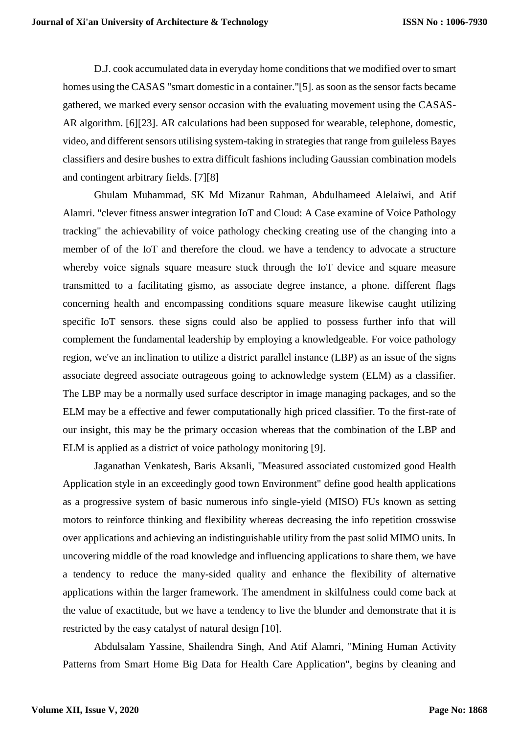D.J. cook accumulated data in everyday home conditions that we modified over to smart homes using the CASAS "smart domestic in a container."[5]. as soon as the sensor facts became gathered, we marked every sensor occasion with the evaluating movement using the CASAS-AR algorithm. [6][23]. AR calculations had been supposed for wearable, telephone, domestic, video, and different sensors utilising system-taking in strategies that range from guileless Bayes classifiers and desire bushes to extra difficult fashions including Gaussian combination models and contingent arbitrary fields. [7][8]

Ghulam Muhammad, SK Md Mizanur Rahman, Abdulhameed Alelaiwi, and Atif Alamri. "clever fitness answer integration IoT and Cloud: A Case examine of Voice Pathology tracking" the achievability of voice pathology checking creating use of the changing into a member of of the IoT and therefore the cloud. we have a tendency to advocate a structure whereby voice signals square measure stuck through the IoT device and square measure transmitted to a facilitating gismo, as associate degree instance, a phone. different flags concerning health and encompassing conditions square measure likewise caught utilizing specific IoT sensors. these signs could also be applied to possess further info that will complement the fundamental leadership by employing a knowledgeable. For voice pathology region, we've an inclination to utilize a district parallel instance (LBP) as an issue of the signs associate degreed associate outrageous going to acknowledge system (ELM) as a classifier. The LBP may be a normally used surface descriptor in image managing packages, and so the ELM may be a effective and fewer computationally high priced classifier. To the first-rate of our insight, this may be the primary occasion whereas that the combination of the LBP and ELM is applied as a district of voice pathology monitoring [9].

Jaganathan Venkatesh, Baris Aksanli, "Measured associated customized good Health Application style in an exceedingly good town Environment" define good health applications as a progressive system of basic numerous info single-yield (MISO) FUs known as setting motors to reinforce thinking and flexibility whereas decreasing the info repetition crosswise over applications and achieving an indistinguishable utility from the past solid MIMO units. In uncovering middle of the road knowledge and influencing applications to share them, we have a tendency to reduce the many-sided quality and enhance the flexibility of alternative applications within the larger framework. The amendment in skilfulness could come back at the value of exactitude, but we have a tendency to live the blunder and demonstrate that it is restricted by the easy catalyst of natural design [10].

Abdulsalam Yassine, Shailendra Singh, And Atif Alamri, "Mining Human Activity Patterns from Smart Home Big Data for Health Care Application", begins by cleaning and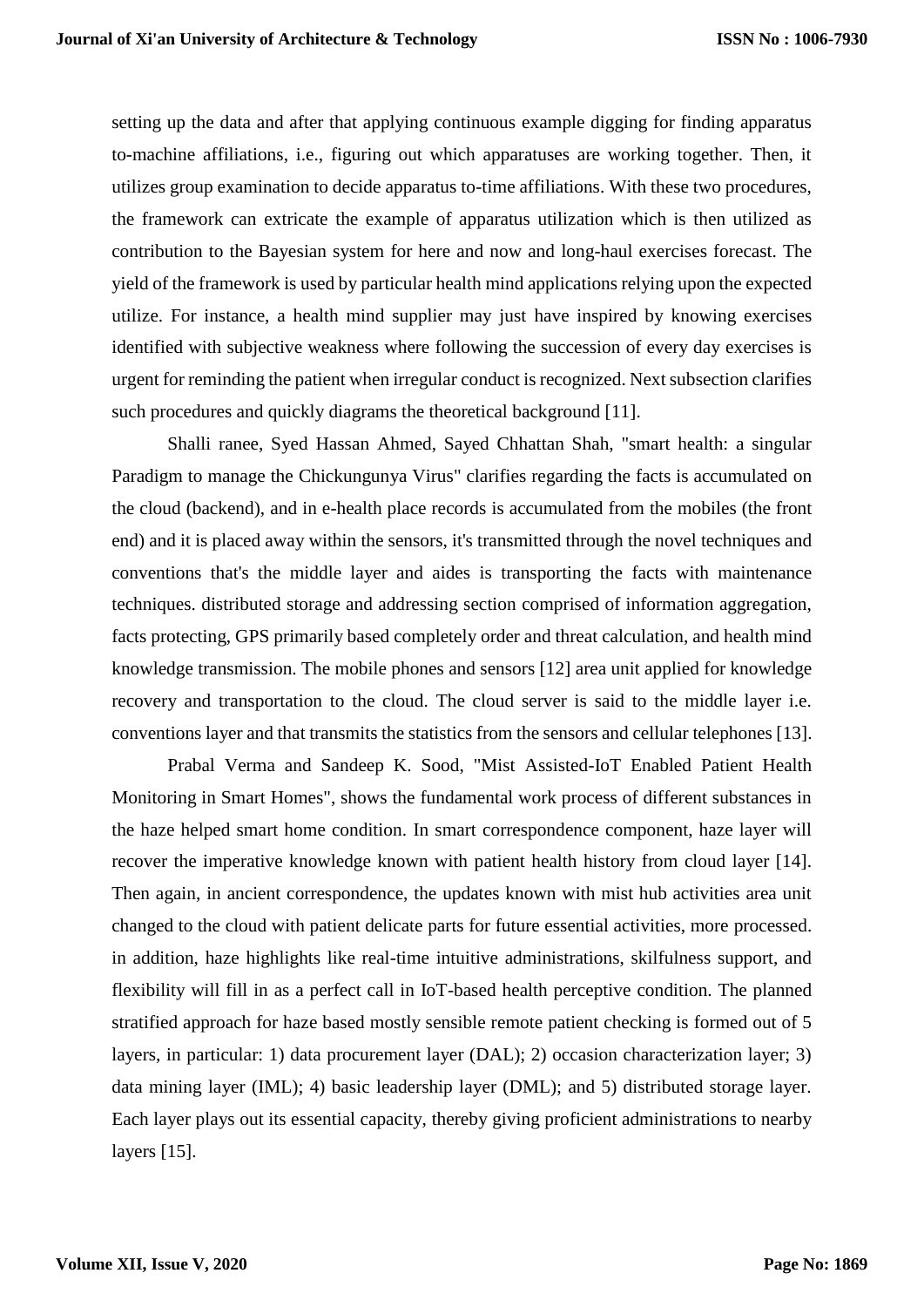setting up the data and after that applying continuous example digging for finding apparatus to-machine affiliations, i.e., figuring out which apparatuses are working together. Then, it utilizes group examination to decide apparatus to-time affiliations. With these two procedures, the framework can extricate the example of apparatus utilization which is then utilized as contribution to the Bayesian system for here and now and long-haul exercises forecast. The yield of the framework is used by particular health mind applications relying upon the expected utilize. For instance, a health mind supplier may just have inspired by knowing exercises identified with subjective weakness where following the succession of every day exercises is urgent for reminding the patient when irregular conduct is recognized. Next subsection clarifies such procedures and quickly diagrams the theoretical background [11].

Shalli ranee, Syed Hassan Ahmed, Sayed Chhattan Shah, "smart health: a singular Paradigm to manage the Chickungunya Virus" clarifies regarding the facts is accumulated on the cloud (backend), and in e-health place records is accumulated from the mobiles (the front end) and it is placed away within the sensors, it's transmitted through the novel techniques and conventions that's the middle layer and aides is transporting the facts with maintenance techniques. distributed storage and addressing section comprised of information aggregation, facts protecting, GPS primarily based completely order and threat calculation, and health mind knowledge transmission. The mobile phones and sensors [12] area unit applied for knowledge recovery and transportation to the cloud. The cloud server is said to the middle layer i.e. conventions layer and that transmits the statistics from the sensors and cellular telephones [13].

Prabal Verma and Sandeep K. Sood, "Mist Assisted-IoT Enabled Patient Health Monitoring in Smart Homes", shows the fundamental work process of different substances in the haze helped smart home condition. In smart correspondence component, haze layer will recover the imperative knowledge known with patient health history from cloud layer [14]. Then again, in ancient correspondence, the updates known with mist hub activities area unit changed to the cloud with patient delicate parts for future essential activities, more processed. in addition, haze highlights like real-time intuitive administrations, skilfulness support, and flexibility will fill in as a perfect call in IoT-based health perceptive condition. The planned stratified approach for haze based mostly sensible remote patient checking is formed out of 5 layers, in particular: 1) data procurement layer (DAL); 2) occasion characterization layer; 3) data mining layer (IML); 4) basic leadership layer (DML); and 5) distributed storage layer. Each layer plays out its essential capacity, thereby giving proficient administrations to nearby layers [15].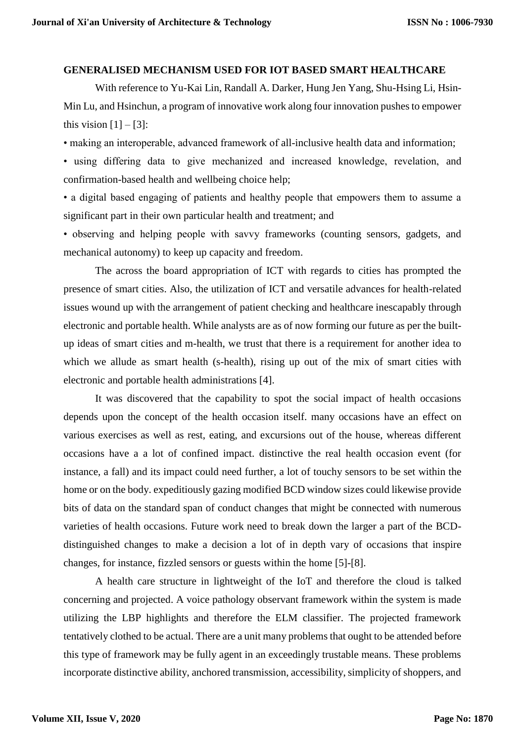### GENERALISED MECHANISM USED FOR IOT BASED SMART HEALTHCARE

With reference to Yu-Kai Lin, Randall A. Darker, Hung Jen Yang, Shu-Hsing Li, Hsin-Min Lu, and Hsinchun, a program of innovative work along four innovation pushes to empower this vision [1] – [3]:

- making an interoperable, advanced framework of all-inclusive health data and information;
- using differing data to give mechanized and increased knowledge, revelation, and confirmation-based health and wellbeing choice help;
- a digital based engaging of patients and healthy people that empowers them to assume a significant part in their own particular health and treatment; and
- observing and helping people with savvy frameworks (counting sensors, gadgets, and mechanical autonomy) to keep up capacity and freedom.

The across the board appropriation of ICT with regards to cities has prompted the presence of smart cities. Also, the utilization of ICT and versatile advances for health-related issues wound up with the arrangement of patient checking and healthcare inescapably through electronic and portable health. While analysts are as of now forming our future as per the built-up ideas of smart cities and m-health, we trust that there is a requirement for another idea to which we allude as smart health (s-health), rising up out of the mix of smart cities with electronic and portable health administrations [4].

It was discovered that the capability to spot the social impact of health occasions depends upon the concept of the health occasion itself. many occasions have an effect on various exercises as well as rest, eating, and excursions out of the house, whereas different occasions have a a lot of confined impact. distinctive the real health occasion event (for instance, a fall) and its impact could need further, a lot of touchy sensors to be set within the home or on the body. expeditiously gazing modified BCD window sizes could likewise provide bits of data on the standard span of conduct changes that might be connected with numerous varieties of health occasions. Future work need to break down the larger a part of the BCD-distinguished changes to make a decision a lot of in depth vary of occasions that inspire changes, for instance, fizzled sensors or guests within the home [5]-[8].

A health care structure in lightweight of the IoT and therefore the cloud is talked concerning and projected. A voice pathology observant framework within the system is made utilizing the LBP highlights and therefore the ELM classifier. The projected framework tentatively clothed to be actual. There are a unit many problems that ought to be attended before this type of framework may be fully agent in an exceedingly trustable means. These problems incorporate distinctive ability, anchored transmission, accessibility, simplicity of shoppers, and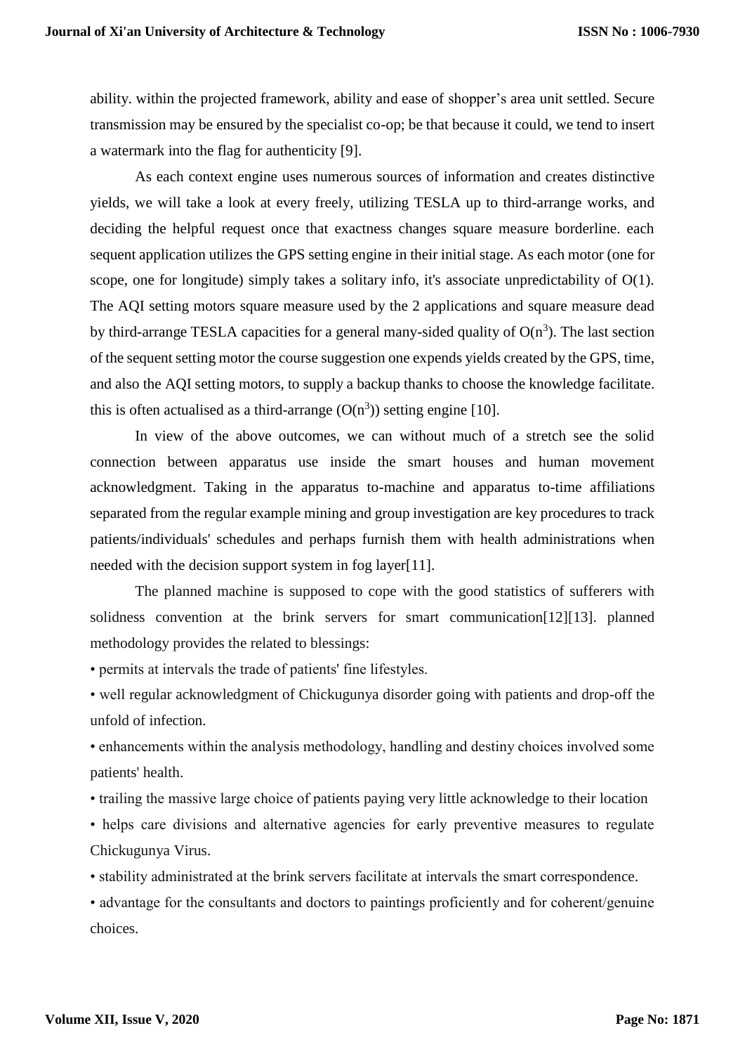ability. within the projected framework, ability and ease of shopper's area unit settled. Secure transmission may be ensured by the specialist co-op; be that because it could, we tend to insert a watermark into the flag for authenticity [9].

As each context engine uses numerous sources of information and creates distinctive yields, we will take a look at every freely, utilizing TESLA up to third-arrange works, and deciding the helpful request once that exactness changes square measure borderline. each sequent application utilizes the GPS setting engine in their initial stage. As each motor (one for scope, one for longitude) simply takes a solitary info, it's associate unpredictability of $O(1)$. The AQI setting motors square measure used by the 2 applications and square measure dead by third-arrange TESLA capacities for a general many-sided quality of $O(n^3)$. The last section of the sequent setting motor the course suggestion one expends yields created by the GPS, time, and also the AQI setting motors, to supply a backup thanks to choose the knowledge facilitate. this is often actualised as a third-arrange ($O(n^3)$) setting engine [10].

In view of the above outcomes, we can without much of a stretch see the solid connection between apparatus use inside the smart houses and human movement acknowledgment. Taking in the apparatus to-machine and apparatus to-time affiliations separated from the regular example mining and group investigation are key procedures to track patients/individuals' schedules and perhaps furnish them with health administrations when needed with the decision support system in fog layer[11].

The planned machine is supposed to cope with the good statistics of sufferers with solidness convention at the brink servers for smart communication[12][13]. planned methodology provides the related to blessings:

- permits at intervals the trade of patients' fine lifestyles.
- well regular acknowledgment of Chickugunya disorder going with patients and drop-off the unfold of infection.
- enhancements within the analysis methodology, handling and destiny choices involved some patients' health.
- trailing the massive large choice of patients paying very little acknowledge to their location
- helps care divisions and alternative agencies for early preventive measures to regulate Chickugunya Virus.
- stability administrated at the brink servers facilitate at intervals the smart correspondence.
- advantage for the consultants and doctors to paintings proficiently and for coherent/genuine choices.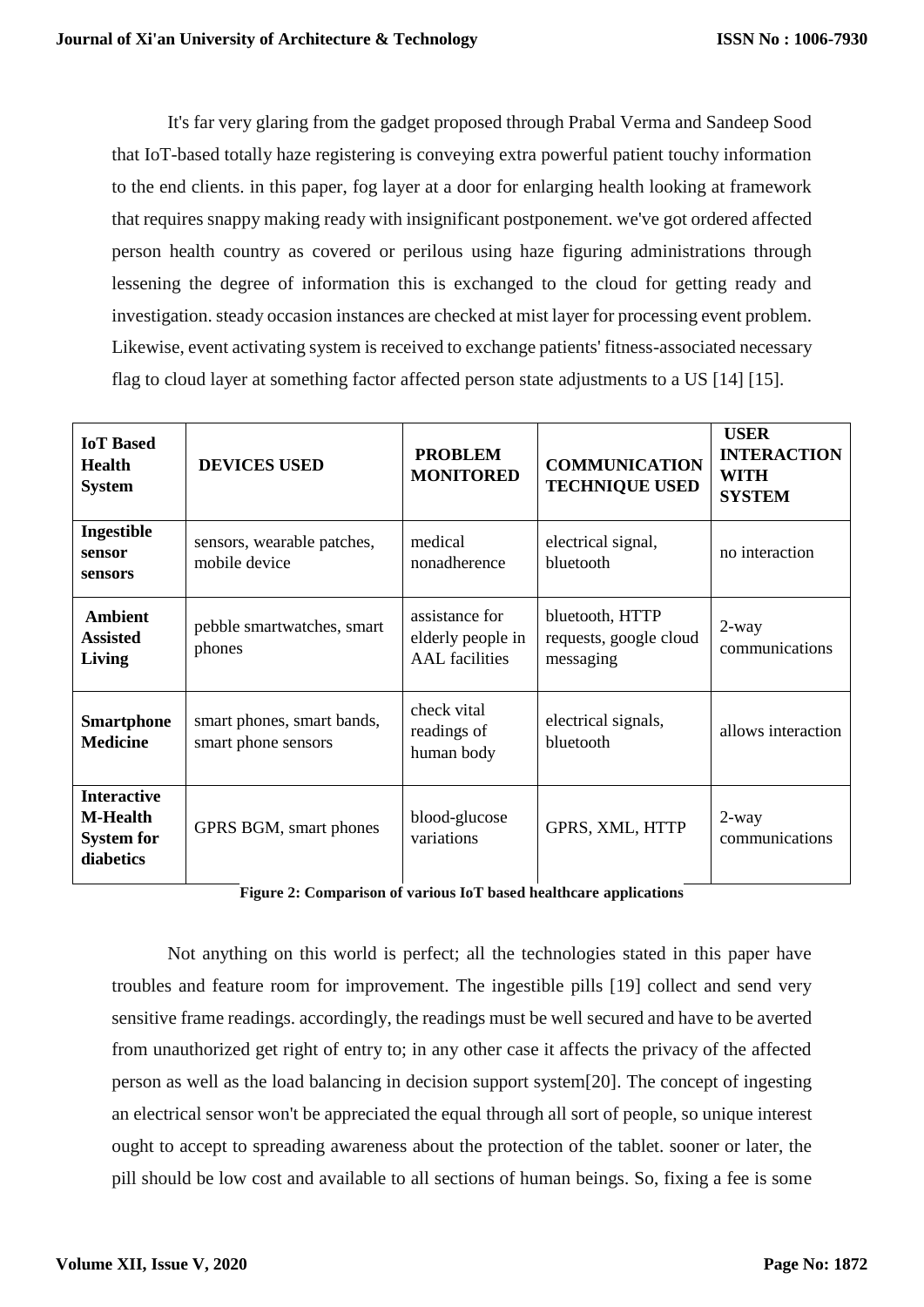It's far very glaring from the gadget proposed through Prabal Verma and Sandeep Sood that IoT-based totally haze registering is conveying extra powerful patient touchy information to the end clients. in this paper, fog layer at a door for enlarging health looking at framework that requires snappy making ready with insignificant postponement. we've got ordered affected person health country as covered or perilous using haze figuring administrations through lessening the degree of information this is exchanged to the cloud for getting ready and investigation. steady occasion instances are checked at mist layer for processing event problem. Likewise, event activating system is received to exchange patients' fitness-associated necessary flag to cloud layer at something factor affected person state adjustments to a US [14] [15].

| IoT Based Health System | DEVICES USED | PROBLEM MONITORED | COMMUNICATION TECHNIQUE USED | USER INTERACTION WITH SYSTEM |
|---|---|---|---|---|
| **Ingestible sensor sensors** | sensors, wearable patches, mobile device | medical nonadherence | electrical signal, bluetooth | no interaction |
| **Ambient Assisted Living** | pebble smartwatches, smart phones | assistance for elderly people in AAL facilities | bluetooth, HTTP requests, google cloud messaging | 2-way communications |
| **Smartphone Medicine** | smart phones, smart bands, smart phone sensors | check vital readings of human body | electrical signals, bluetooth | allows interaction |
| **Interactive M-Health System for diabetics** | GPRS BGM, smart phones | blood-glucose variations | GPRS, XML, HTTP | 2-way communications |

**Figure 2: Comparison of various IoT based healthcare applications**

Not anything on this world is perfect; all the technologies stated in this paper have troubles and feature room for improvement. The ingestible pills [19] collect and send very sensitive frame readings. accordingly, the readings must be well secured and have to be averted from unauthorized get right of entry to; in any other case it affects the privacy of the affected person as well as the load balancing in decision support system[20]. The concept of ingesting an electrical sensor won't be appreciated the equal through all sort of people, so unique interest ought to accept to spreading awareness about the protection of the tablet. sooner or later, the pill should be low cost and available to all sections of human beings. So, fixing a fee is some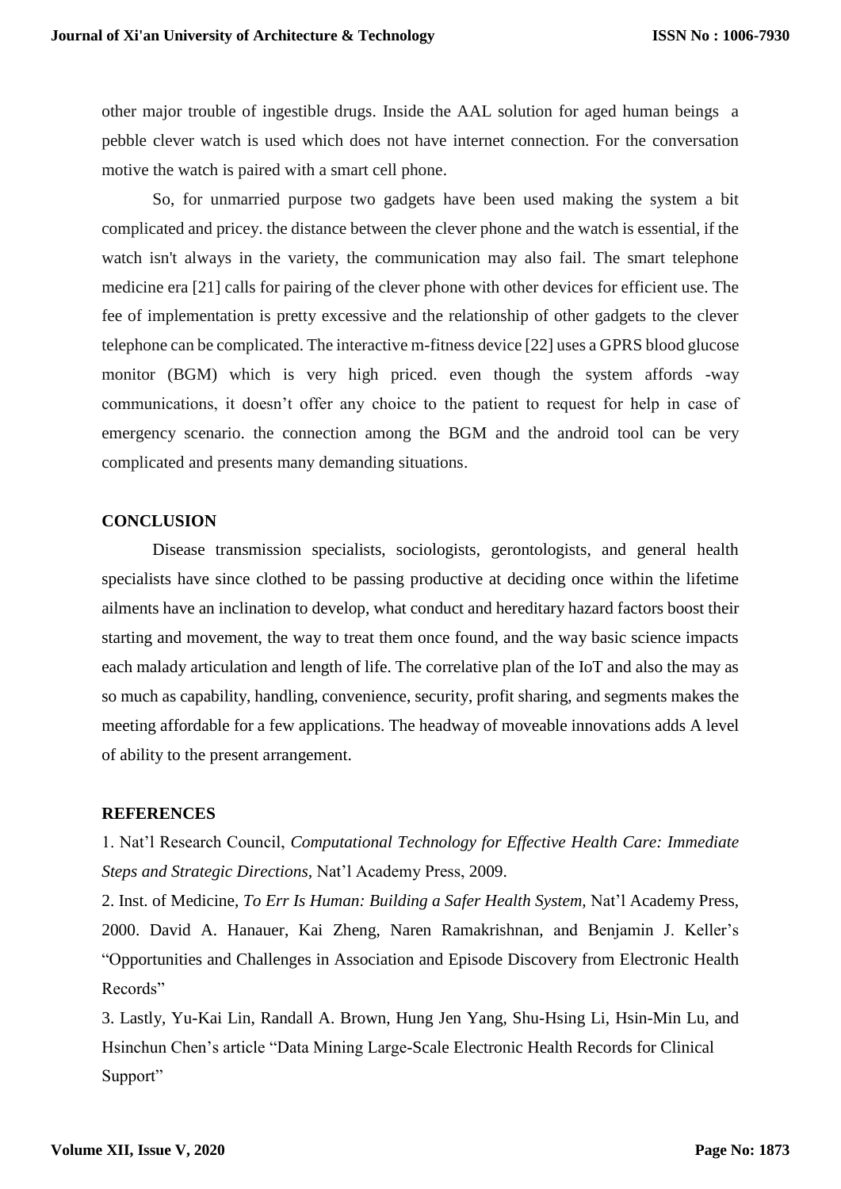other major trouble of ingestible drugs. Inside the AAL solution for aged human beings a pebble clever watch is used which does not have internet connection. For the conversation motive the watch is paired with a smart cell phone.

So, for unmarried purpose two gadgets have been used making the system a bit complicated and pricey. the distance between the clever phone and the watch is essential, if the watch isn't always in the variety, the communication may also fail. The smart telephone medicine era [21] calls for pairing of the clever phone with other devices for efficient use. The fee of implementation is pretty excessive and the relationship of other gadgets to the clever telephone can be complicated. The interactive m-fitness device [22] uses a GPRS blood glucose monitor (BGM) which is very high priced. even though the system affords -way communications, it doesn't offer any choice to the patient to request for help in case of emergency scenario. the connection among the BGM and the android tool can be very complicated and presents many demanding situations.

## CONCLUSION

Disease transmission specialists, sociologists, gerontologists, and general health specialists have since clothed to be passing productive at deciding once within the lifetime ailments have an inclination to develop, what conduct and hereditary hazard factors boost their starting and movement, the way to treat them once found, and the way basic science impacts each malady articulation and length of life. The correlative plan of the IoT and also the may as so much as capability, handling, convenience, security, profit sharing, and segments makes the meeting affordable for a few applications. The headway of moveable innovations adds A level of ability to the present arrangement.

## REFERENCES

1. Nat'l Research Council, *Computational Technology for Effective Health Care: Immediate Steps and Strategic Directions*, Nat'l Academy Press, 2009.
2. Inst. of Medicine, *To Err Is Human: Building a Safer Health System*, Nat'l Academy Press, 2000. David A. Hanauer, Kai Zheng, Naren Ramakrishnan, and Benjamin J. Keller's "Opportunities and Challenges in Association and Episode Discovery from Electronic Health Records"
3. Lastly, Yu-Kai Lin, Randall A. Brown, Hung Jen Yang, Shu-Hsing Li, Hsin-Min Lu, and Hsinchun Chen's article "Data Mining Large-Scale Electronic Health Records for Clinical Support"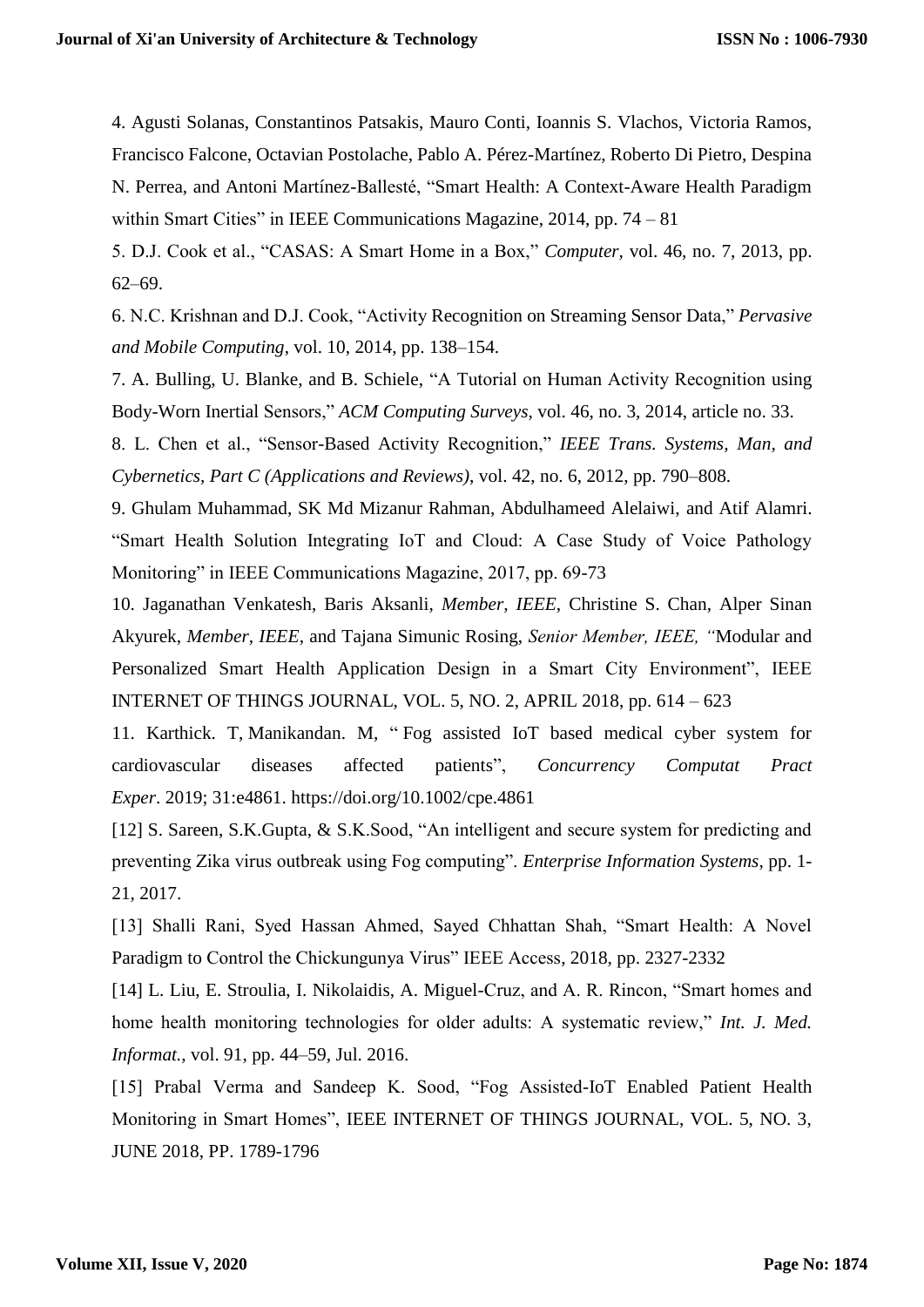4. Agusti Solanas, Constantinos Patsakis, Mauro Conti, Ioannis S. Vlachos, Victoria Ramos, Francisco Falcone, Octavian Postolache, Pablo A. Pérez-Martínez, Roberto Di Pietro, Despina N. Perrea, and Antoni Martínez-Ballesté, "Smart Health: A Context-Aware Health Paradigm within Smart Cities" in IEEE Communications Magazine, 2014, pp. 74 – 81

5. D.J. Cook et al., "CASAS: A Smart Home in a Box," *Computer*, vol. 46, no. 7, 2013, pp. 62–69.

6. N.C. Krishnan and D.J. Cook, "Activity Recognition on Streaming Sensor Data," *Pervasive and Mobile Computing*, vol. 10, 2014, pp. 138–154.

7. A. Bulling, U. Blanke, and B. Schiele, "A Tutorial on Human Activity Recognition using Body-Worn Inertial Sensors," *ACM Computing Surveys*, vol. 46, no. 3, 2014, article no. 33.

8. L. Chen et al., "Sensor-Based Activity Recognition," *IEEE Trans. Systems, Man, and Cybernetics, Part C (Applications and Reviews)*, vol. 42, no. 6, 2012, pp. 790–808.

9. Ghulam Muhammad, SK Md Mizanur Rahman, Abdulhameed Alelaiwi, and Atif Alamri. "Smart Health Solution Integrating IoT and Cloud: A Case Study of Voice Pathology Monitoring" in IEEE Communications Magazine, 2017, pp. 69-73

10. Jaganathan Venkatesh, Baris Aksanli, *Member, IEEE*, Christine S. Chan, Alper Sinan Akyurek, *Member, IEEE*, and Tajana Simunic Rosing, *Senior Member, IEEE, "*Modular and Personalized Smart Health Application Design in a Smart City Environment", IEEE INTERNET OF THINGS JOURNAL, VOL. 5, NO. 2, APRIL 2018, pp. 614 – 623

11. Karthick. T, Manikandan. M, " Fog assisted IoT based medical cyber system for cardiovascular diseases affected patients", *Concurrency Computat Pract Exper*. 2019; 31:e4861. https://doi.org/10.1002/cpe.4861

[12] S. Sareen, S.K.Gupta, & S.K.Sood, "An intelligent and secure system for predicting and preventing Zika virus outbreak using Fog computing". *Enterprise Information Systems*, pp. 1-21, 2017.

[13] Shalli Rani, Syed Hassan Ahmed, Sayed Chhattan Shah, "Smart Health: A Novel Paradigm to Control the Chickungunya Virus" IEEE Access, 2018, pp. 2327-2332

[14] L. Liu, E. Stroulia, I. Nikolaidis, A. Miguel-Cruz, and A. R. Rincon, "Smart homes and home health monitoring technologies for older adults: A systematic review," *Int. J. Med. Informat.*, vol. 91, pp. 44–59, Jul. 2016.

[15] Prabal Verma and Sandeep K. Sood, "Fog Assisted-IoT Enabled Patient Health Monitoring in Smart Homes", IEEE INTERNET OF THINGS JOURNAL, VOL. 5, NO. 3, JUNE 2018, PP. 1789-1796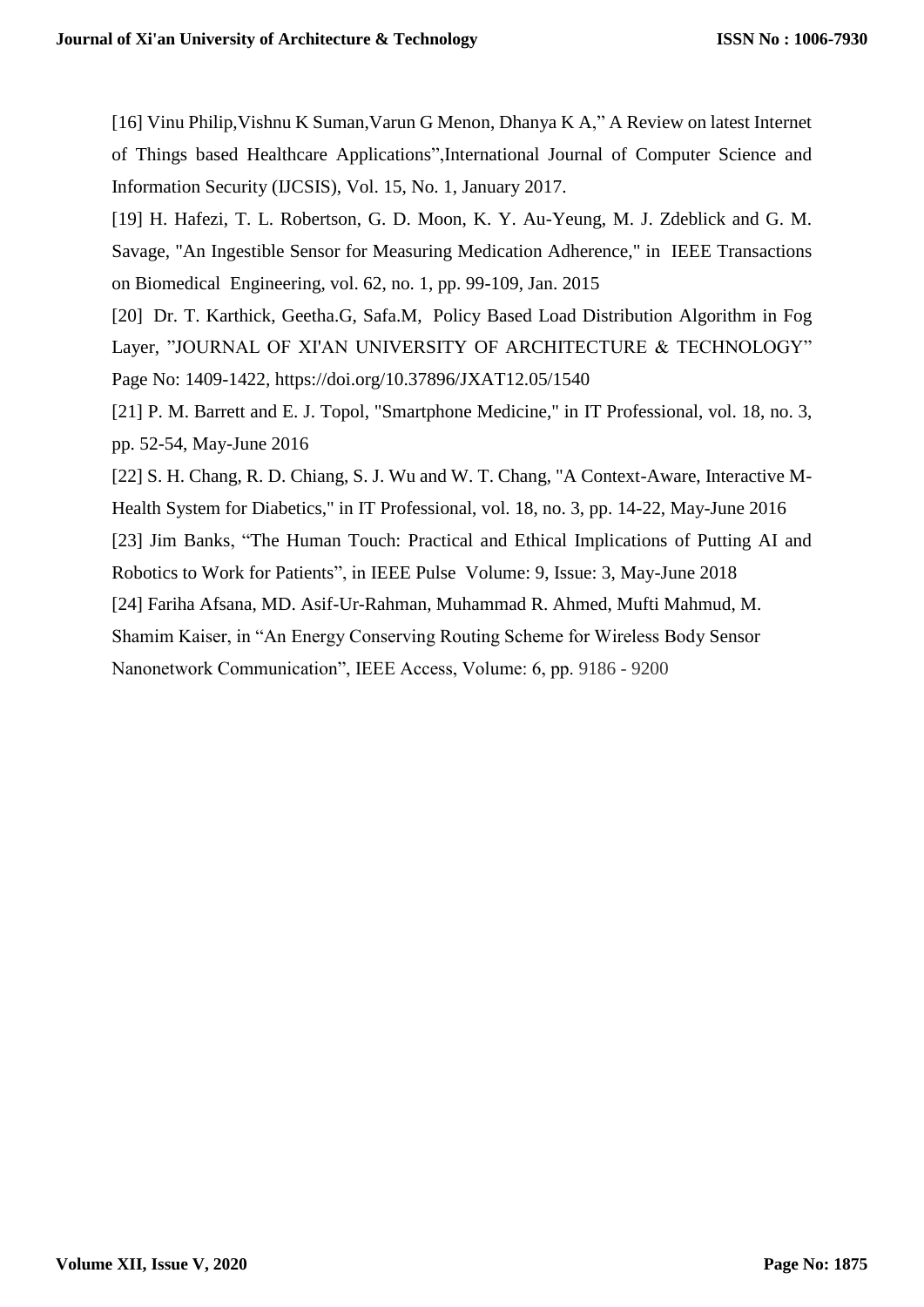[16] Vinu Philip,Vishnu K Suman,Varun G Menon, Dhanya K A," A Review on latest Internet of Things based Healthcare Applications",International Journal of Computer Science and Information Security (IJCSIS), Vol. 15, No. 1, January 2017.

[19] H. Hafezi, T. L. Robertson, G. D. Moon, K. Y. Au-Yeung, M. J. Zdeblick and G. M. Savage, "An Ingestible Sensor for Measuring Medication Adherence," in IEEE Transactions on Biomedical Engineering, vol. 62, no. 1, pp. 99-109, Jan. 2015

[20] Dr. T. Karthick, Geetha.G, Safa.M, Policy Based Load Distribution Algorithm in Fog Layer, "JOURNAL OF XI'AN UNIVERSITY OF ARCHITECTURE & TECHNOLOGY" Page No: 1409-1422, https://doi.org/10.37896/JXAT12.05/1540

[21] P. M. Barrett and E. J. Topol, "Smartphone Medicine," in IT Professional, vol. 18, no. 3, pp. 52-54, May-June 2016

[22] S. H. Chang, R. D. Chiang, S. J. Wu and W. T. Chang, "A Context-Aware, Interactive M-Health System for Diabetics," in IT Professional, vol. 18, no. 3, pp. 14-22, May-June 2016

[23] Jim Banks, "The Human Touch: Practical and Ethical Implications of Putting AI and Robotics to Work for Patients", in IEEE Pulse Volume: 9, Issue: 3, May-June 2018

[24] Fariha Afsana, MD. Asif-Ur-Rahman, Muhammad R. Ahmed, Mufti Mahmud, M. Shamim Kaiser, in "An Energy Conserving Routing Scheme for Wireless Body Sensor Nanonetwork Communication", IEEE Access, Volume: 6, pp. 9186 - 9200